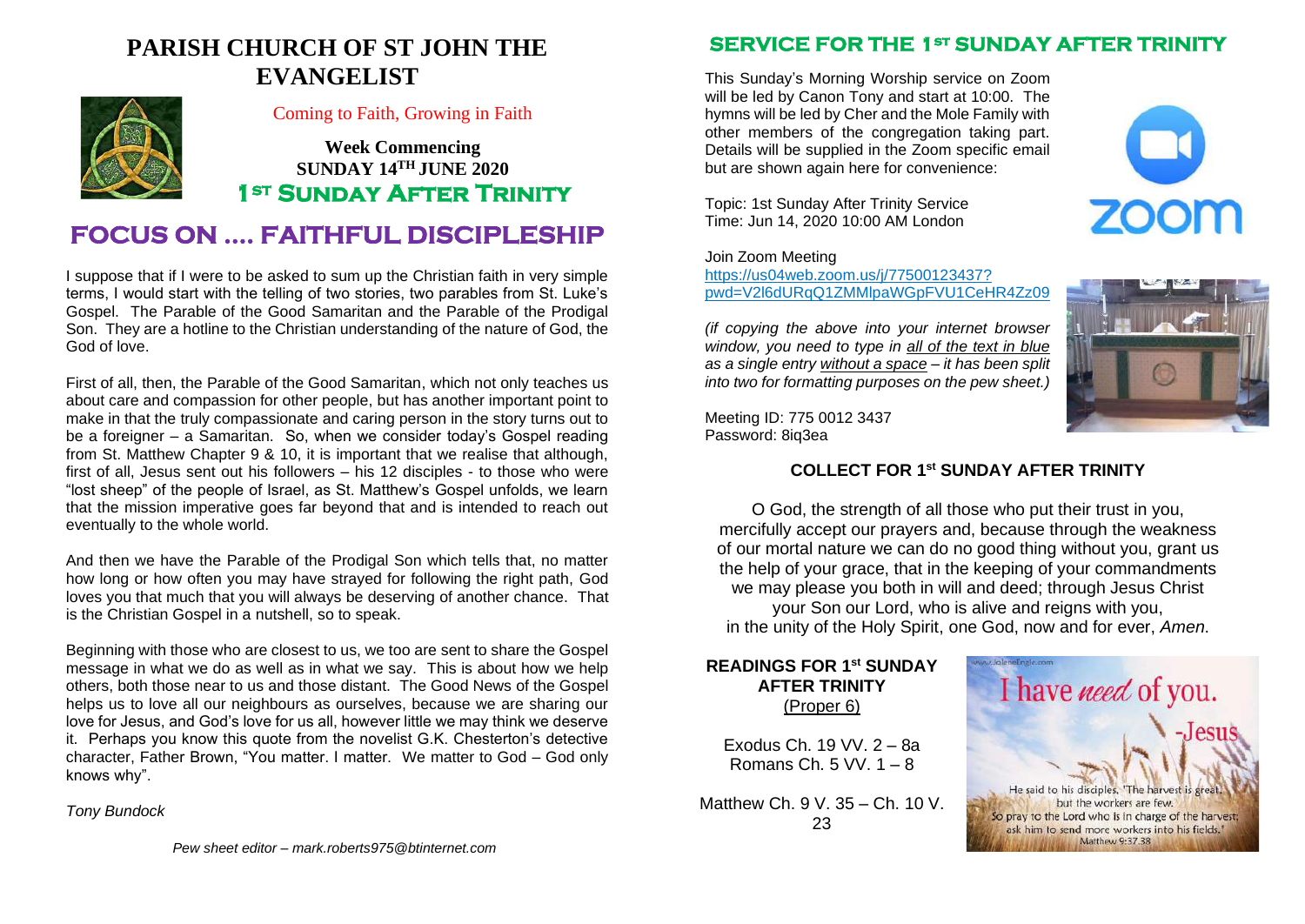# PARISH CHURCH OF ST JOHN THE EVANGELIST

Coming to Faith, Growing in Faith

**Week Commencing**
**SUNDAY 14TH JUNE 2020**
**1ST SUNDAY AFTER TRINITY**

## FOCUS ON …. FAITHFUL DISCIPLESHIP

I suppose that if I were to be asked to sum up the Christian faith in very simple terms, I would start with the telling of two stories, two parables from St. Luke's Gospel. The Parable of the Good Samaritan and the Parable of the Prodigal Son. They are a hotline to the Christian understanding of the nature of God, the God of love.

First of all, then, the Parable of the Good Samaritan, which not only teaches us about care and compassion for other people, but has another important point to make in that the truly compassionate and caring person in the story turns out to be a foreigner – a Samaritan. So, when we consider today's Gospel reading from St. Matthew Chapter 9 & 10, it is important that we realise that although, first of all, Jesus sent out his followers – his 12 disciples - to those who were "lost sheep" of the people of Israel, as St. Matthew's Gospel unfolds, we learn that the mission imperative goes far beyond that and is intended to reach out eventually to the whole world.

And then we have the Parable of the Prodigal Son which tells that, no matter how long or how often you may have strayed for following the right path, God loves you that much that you will always be deserving of another chance. That is the Christian Gospel in a nutshell, so to speak.

Beginning with those who are closest to us, we too are sent to share the Gospel message in what we do as well as in what we say. This is about how we help others, both those near to us and those distant. The Good News of the Gospel helps us to love all our neighbours as ourselves, because we are sharing our love for Jesus, and God's love for us all, however little we may think we deserve it. Perhaps you know this quote from the novelist G.K. Chesterton's detective character, Father Brown, "You matter. I matter. We matter to God – God only knows why".

*Tony Bundock*

*Pew sheet editor – mark.roberts975@btinternet.com*

## SERVICE FOR THE 1ST SUNDAY AFTER TRINITY

This Sunday's Morning Worship service on Zoom will be led by Canon Tony and start at 10:00. The hymns will be led by Cher and the Mole Family with other members of the congregation taking part. Details will be supplied in the Zoom specific email but are shown again here for convenience:

Topic: 1st Sunday After Trinity Service
Time: Jun 14, 2020 10:00 AM London

Join Zoom Meeting
https://us04web.zoom.us/j/77500123437?
pwd=V2l6dURqQ1ZMMlpaWGpFVU1CeHR4Zz09

*(if copying the above into your internet browser window, you need to type in all of the text in blue as a single entry without a space – it has been split into two for formatting purposes on the pew sheet.)*

Meeting ID: 775 0012 3437
Password: 8iq3ea

### COLLECT FOR 1st SUNDAY AFTER TRINITY

O God, the strength of all those who put their trust in you, mercifully accept our prayers and, because through the weakness of our mortal nature we can do no good thing without you, grant us the help of your grace, that in the keeping of your commandments we may please you both in will and deed; through Jesus Christ your Son our Lord, who is alive and reigns with you, in the unity of the Holy Spirit, one God, now and for ever, *Amen.*

### READINGS FOR 1st SUNDAY AFTER TRINITY
(Proper 6)

Exodus Ch. 19 VV. 2 – 8a
Romans Ch. 5 VV. 1 – 8

Matthew Ch. 9 V. 35 – Ch. 10 V. 23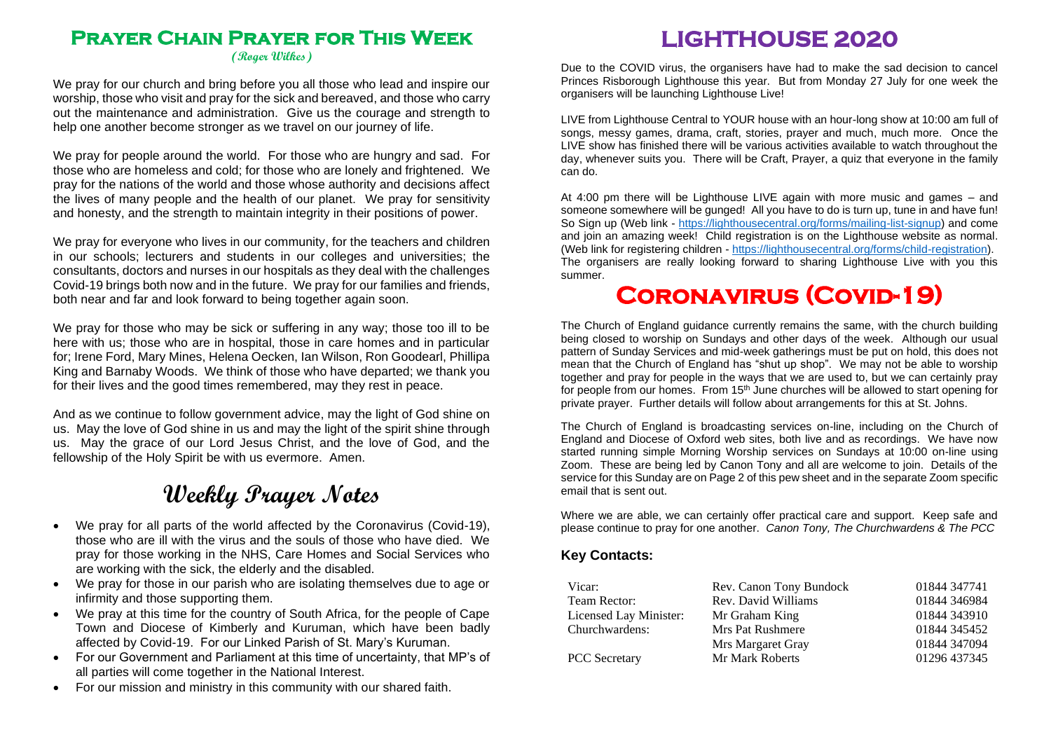## Prayer Chain Prayer for This Week

**(Roger Wilkes)**

We pray for our church and bring before you all those who lead and inspire our worship, those who visit and pray for the sick and bereaved, and those who carry out the maintenance and administration. Give us the courage and strength to help one another become stronger as we travel on our journey of life.

We pray for people around the world. For those who are hungry and sad. For those who are homeless and cold; for those who are lonely and frightened. We pray for the nations of the world and those whose authority and decisions affect the lives of many people and the health of our planet. We pray for sensitivity and honesty, and the strength to maintain integrity in their positions of power.

We pray for everyone who lives in our community, for the teachers and children in our schools; lecturers and students in our colleges and universities; the consultants, doctors and nurses in our hospitals as they deal with the challenges Covid-19 brings both now and in the future. We pray for our families and friends, both near and far and look forward to being together again soon.

We pray for those who may be sick or suffering in any way; those too ill to be here with us; those who are in hospital, those in care homes and in particular for; Irene Ford, Mary Mines, Helena Oecken, Ian Wilson, Ron Goodearl, Phillipa King and Barnaby Woods. We think of those who have departed; we thank you for their lives and the good times remembered, may they rest in peace.

And as we continue to follow government advice, may the light of God shine on us. May the love of God shine in us and may the light of the spirit shine through us. May the grace of our Lord Jesus Christ, and the love of God, and the fellowship of the Holy Spirit be with us evermore. Amen.

## Weekly Prayer Notes

- We pray for all parts of the world affected by the Coronavirus (Covid-19), those who are ill with the virus and the souls of those who have died. We pray for those working in the NHS, Care Homes and Social Services who are working with the sick, the elderly and the disabled.
- We pray for those in our parish who are isolating themselves due to age or infirmity and those supporting them.
- We pray at this time for the country of South Africa, for the people of Cape Town and Diocese of Kimberly and Kuruman, which have been badly affected by Covid-19. For our Linked Parish of St. Mary's Kuruman.
- For our Government and Parliament at this time of uncertainty, that MP's of all parties will come together in the National Interest.
- For our mission and ministry in this community with our shared faith.

## LIGHTHOUSE 2020

Due to the COVID virus, the organisers have had to make the sad decision to cancel Princes Risborough Lighthouse this year. But from Monday 27 July for one week the organisers will be launching Lighthouse Live!

LIVE from Lighthouse Central to YOUR house with an hour-long show at 10:00 am full of songs, messy games, drama, craft, stories, prayer and much, much more. Once the LIVE show has finished there will be various activities available to watch throughout the day, whenever suits you. There will be Craft, Prayer, a quiz that everyone in the family can do.

At 4:00 pm there will be Lighthouse LIVE again with more music and games – and someone somewhere will be gunged! All you have to do is turn up, tune in and have fun! So Sign up (Web link - https://lighthousecentral.org/forms/mailing-list-signup) and come and join an amazing week! Child registration is on the Lighthouse website as normal. (Web link for registering children - https://lighthousecentral.org/forms/child-registration). The organisers are really looking forward to sharing Lighthouse Live with you this summer.

## Coronavirus (Covid-19)

The Church of England guidance currently remains the same, with the church building being closed to worship on Sundays and other days of the week. Although our usual pattern of Sunday Services and mid-week gatherings must be put on hold, this does not mean that the Church of England has "shut up shop". We may not be able to worship together and pray for people in the ways that we are used to, but we can certainly pray for people from our homes. From 15th June churches will be allowed to start opening for private prayer. Further details will follow about arrangements for this at St. Johns.

The Church of England is broadcasting services on-line, including on the Church of England and Diocese of Oxford web sites, both live and as recordings. We have now started running simple Morning Worship services on Sundays at 10:00 on-line using Zoom. These are being led by Canon Tony and all are welcome to join. Details of the service for this Sunday are on Page 2 of this pew sheet and in the separate Zoom specific email that is sent out.

Where we are able, we can certainly offer practical care and support. Keep safe and please continue to pray for one another. *Canon Tony, The Churchwardens & The PCC*

### Key Contacts:

| | | |
|---|---|---|
| Vicar: | Rev. Canon Tony Bundock | 01844 347741 |
| Team Rector: | Rev. David Williams | 01844 346984 |
| Licensed Lay Minister: | Mr Graham King | 01844 343910 |
| Churchwardens: | Mrs Pat Rushmere | 01844 345452 |
| | Mrs Margaret Gray | 01844 347094 |
| PCC Secretary | Mr Mark Roberts | 01296 437345 |